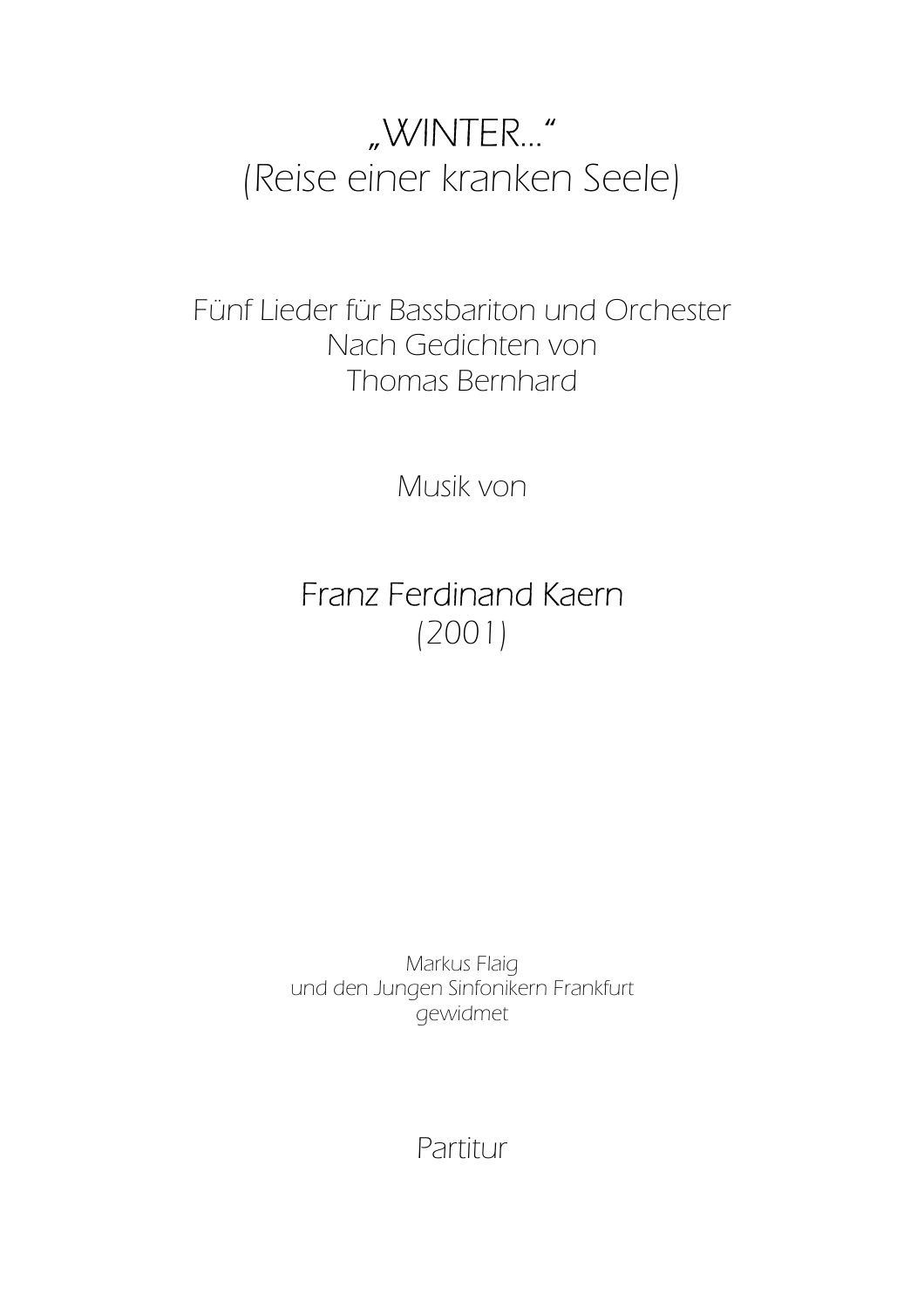# „WINTER…“
## (Reise einer kranken Seele)

Fünf Lieder für Bassbariton und Orchester
Nach Gedichten von
Thomas Bernhard

Musik von

Franz Ferdinand Kaern
(2001)

Markus Flaig
und den Jungen Sinfonikern Frankfurt
gewidmet

Partitur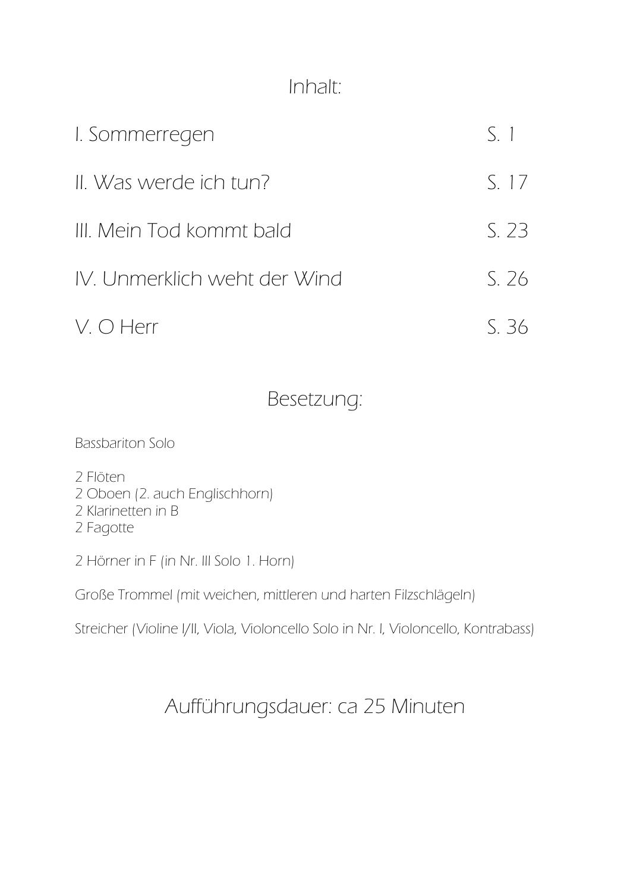## Inhalt:

| | |
|---|---|
| I. Sommerregen | S. 1 |
| II. Was werde ich tun? | S. 17 |
| III. Mein Tod kommt bald | S. 23 |
| IV. Unmerklich weht der Wind | S. 26 |
| V. O Herr | S. 36 |

## Besetzung:

Bassbariton Solo

2 Flöten
2 Oboen (2. auch Englischhorn)
2 Klarinetten in B
2 Fagotte

2 Hörner in F (in Nr. III Solo 1. Horn)

Große Trommel (mit weichen, mittleren und harten Filzschlägeln)

Streicher (Violine I/II, Viola, Violoncello Solo in Nr. I, Violoncello, Kontrabass)

## Aufführungsdauer: ca 25 Minuten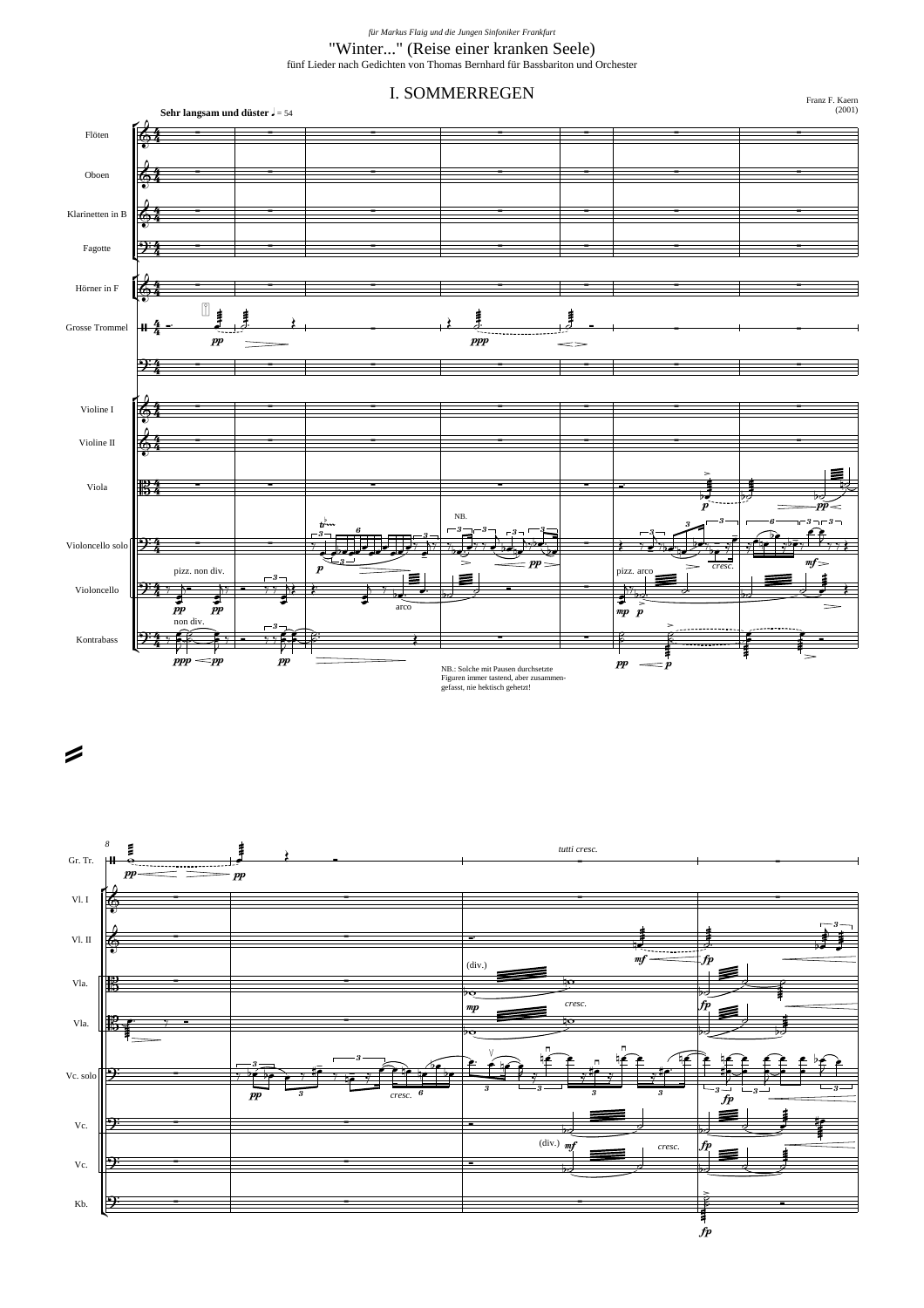*für Markus Flaig und die Jungen Sinfoniker Frankfurt*

"Winter..." (Reise einer kranken Seele)

fünf Lieder nach Gedichten von Thomas Bernhard für Bassbariton und Orchester

# I. SOMMERREGEN

Franz F. Kaern
(2001)

**Sehr langsam und düster** ♩ = 54

Flöten
Oboen
Klarinetten in B
Fagotte
Hörner in F
Grosse Trommel
Violine I
Violine II
Viola
Violoncello solo
Violoncello
Kontrabass

pizz. non div.
non div.
arco
NB.
pizz. arco
cresc.

NB.: Solche mit Pausen durchsetzte Figuren immer tastend, aber zusammengefasst, nie hektisch gehetzt!

8

Gr. Tr.
Vl. I
Vl. II
Vla.
Vla.
Vc. solo
Vc.
Vc.
Kb.

tutti cresc.
(div.)
cresc.
(div.)
cresc.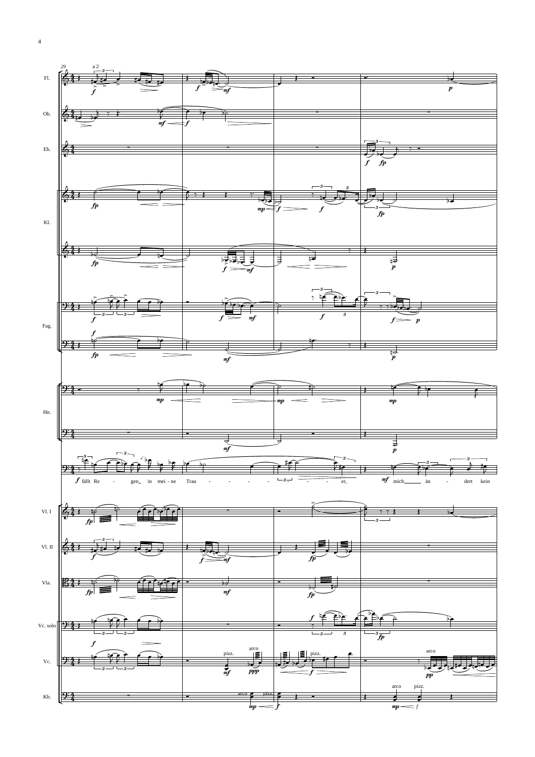fällt Regen in meine Trauer, mich ändert kein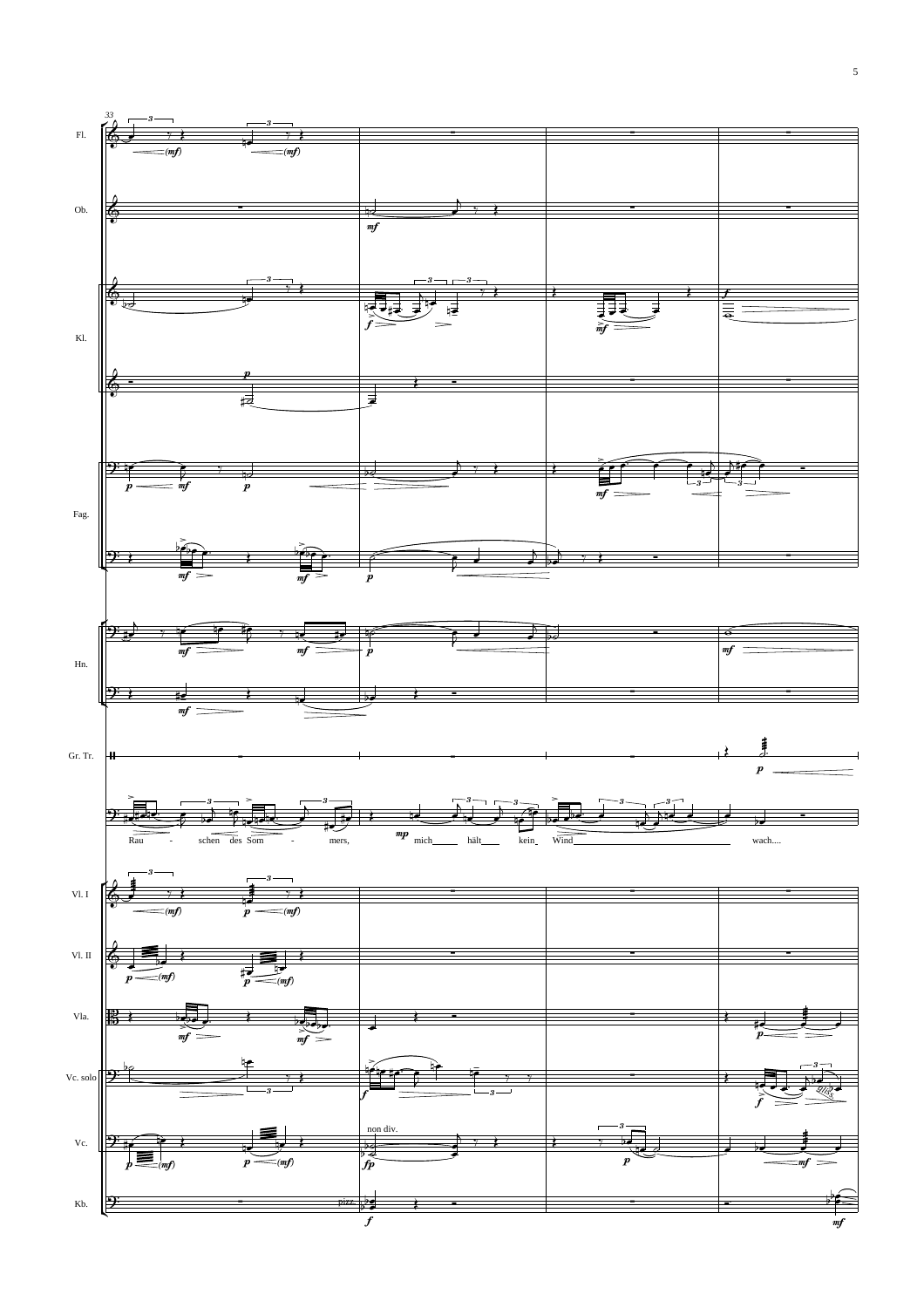Rau - schen des Som - mers, mich hält kein Wind wach....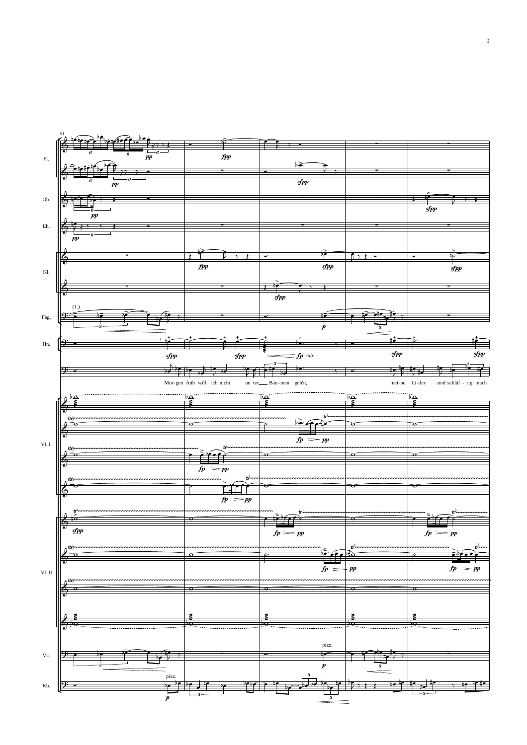Fl.

Ob.

Eh.

Kl.

Fag.

Hn.

Mor-gen früh will ich nicht un ter Bäu-men geh'n, mei-ne Li-der sind schläf - rig nach

Vl. I

Vl. II

Vc.

Kb.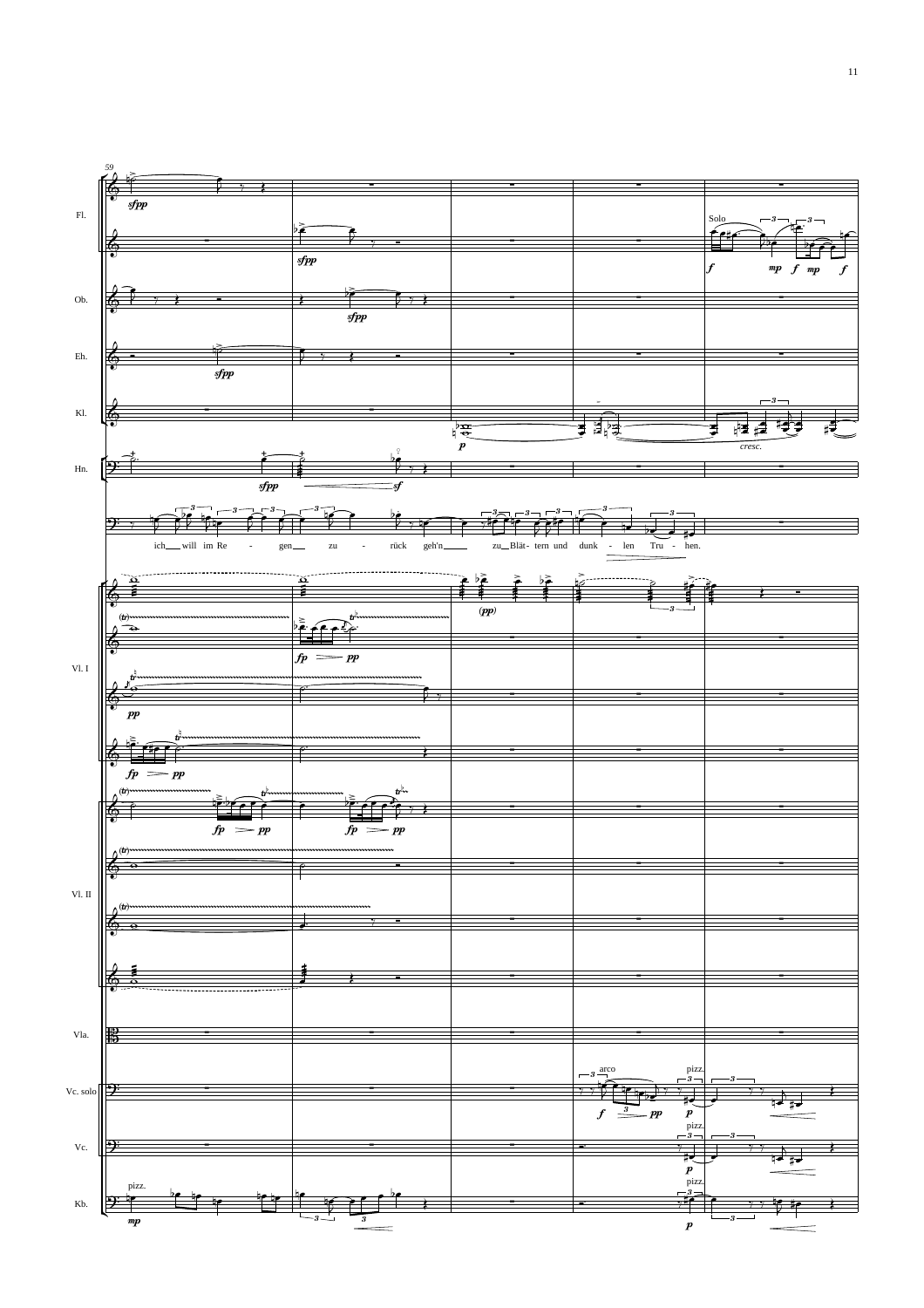ich will im Re - gen zu - rück geh'n zu Blät - tern und dunk - len Tru - hen.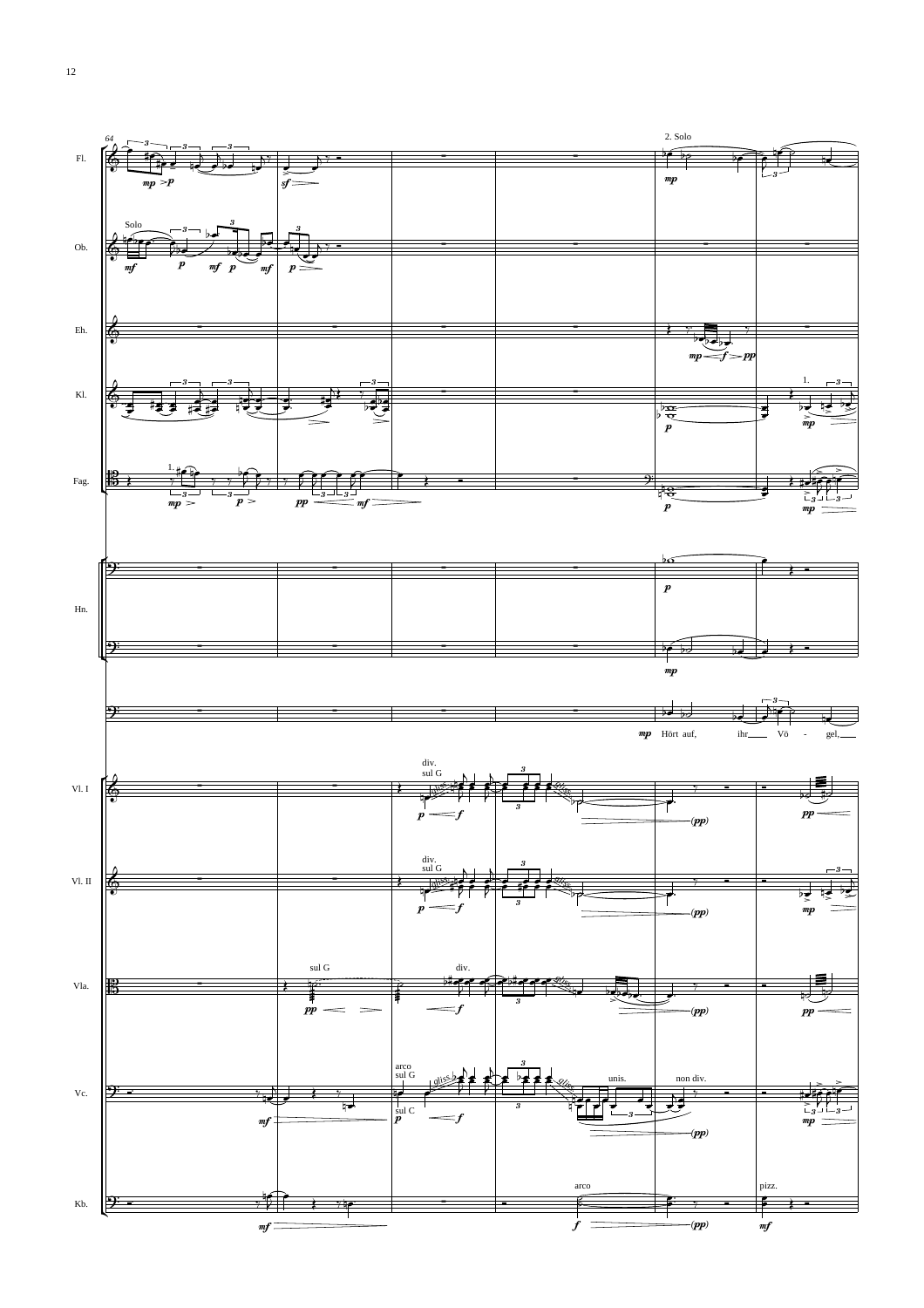64

2. Solo

Solo

Fl.

Ob.

Eh.

Kl.

Fag.

Hn.

Hört auf, ihr Vö - gel,

Vl. I

Vl. II

Vla.

Vc.

Kb.

div. sul G

div. sul G

sul G

div.

arco sul G

sul C

unis.

non div.

arco

pizz.

gliss.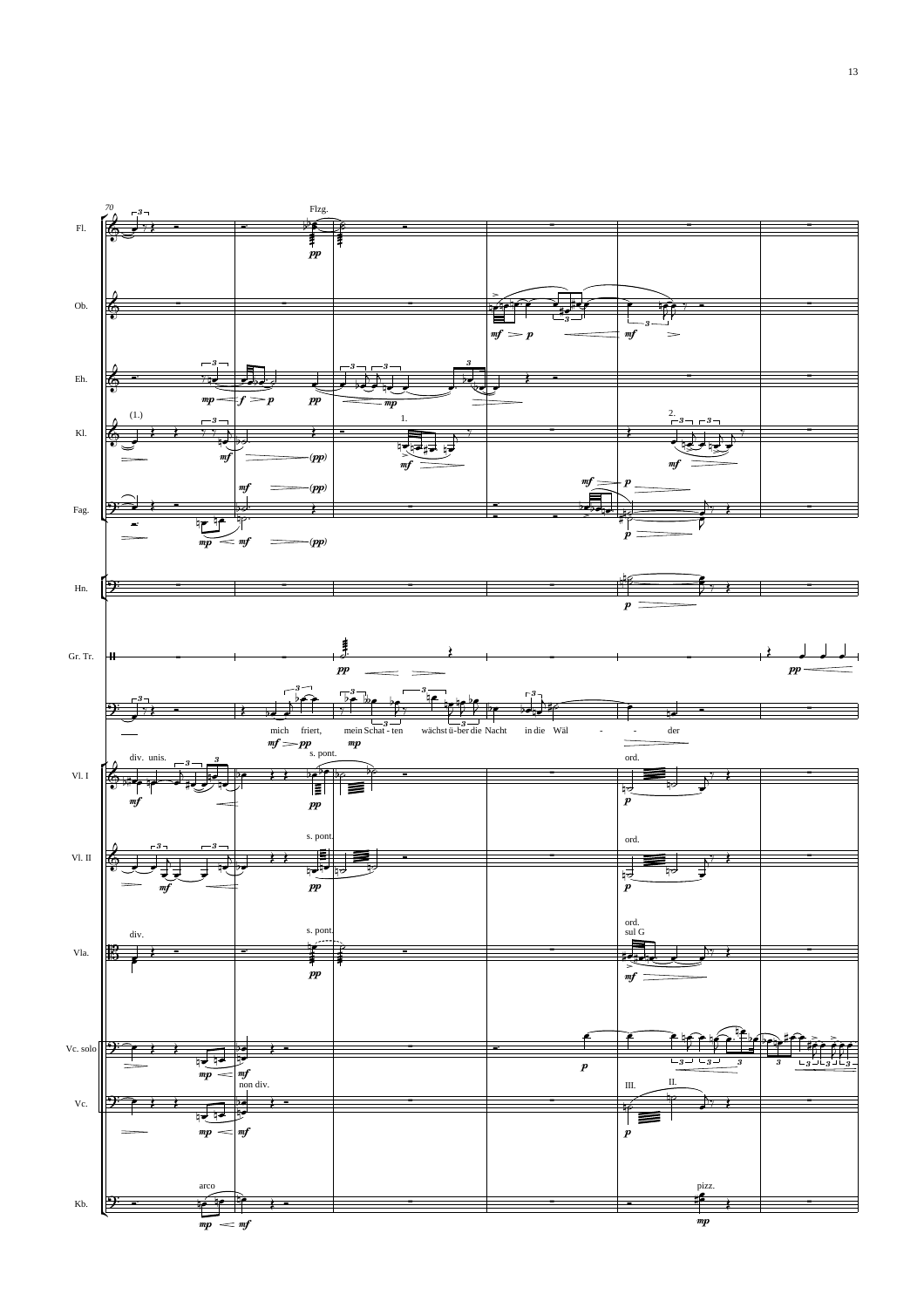mich friert, mein Schat - ten wächst ü-ber die Nacht in die Wäl - - der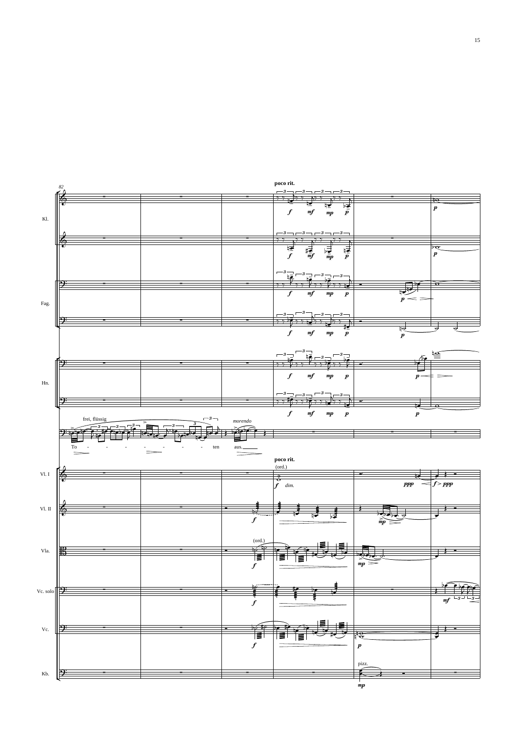82

poco rit.

Kl.

Fag.

Hn.

frei, flüssig

morendo

To - - - - - - - - ten aus.

poco rit.

(ord.)

Vl. I

*dim.*

Vl. II

(ord.)

Vla.

Vc. solo

Vc.

pizz.

Kb.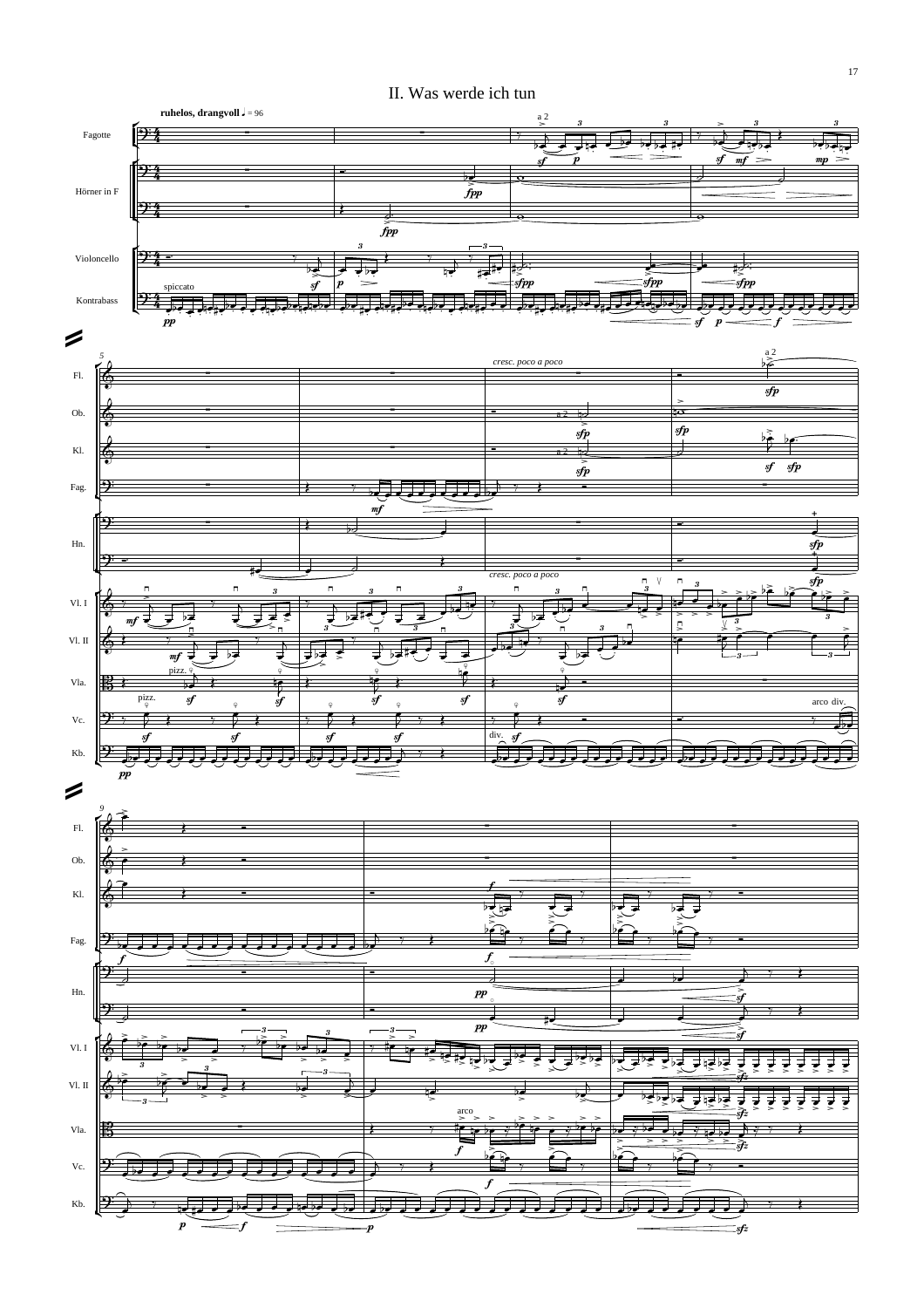## II. Was werde ich tun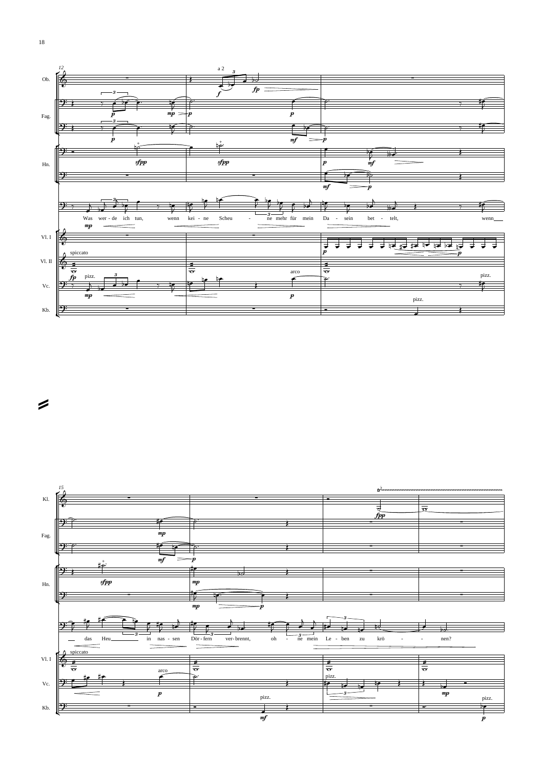Was wer - de ich tun, wenn kei - ne Scheu - ne mehr für mein Da - sein bet - telt, wenn

das Heu in nas - sen Dör - fern ver - brennt, oh - ne mein Le - ben zu krö - - nen?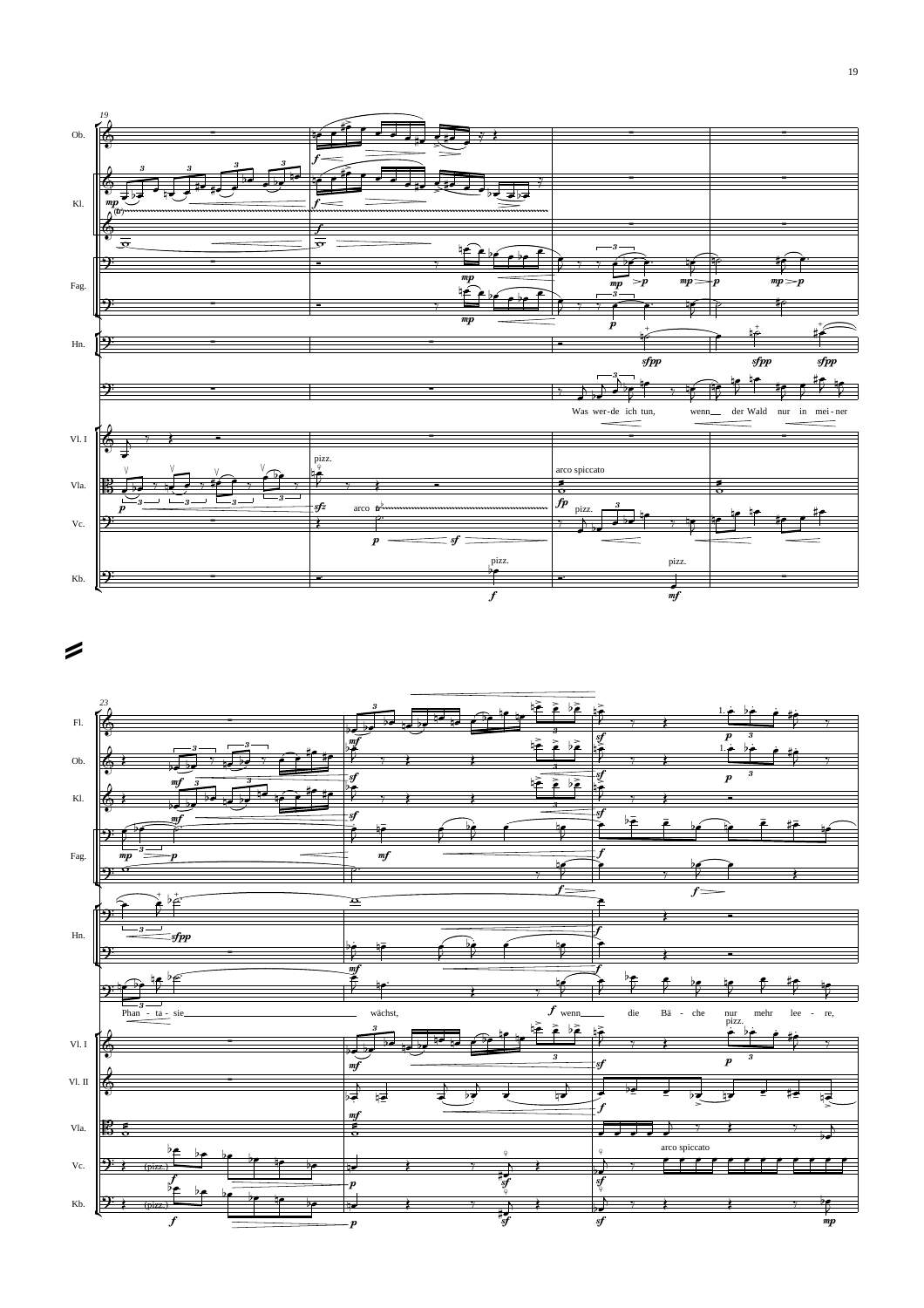Was wer-de ich tun, wenn der Wald nur in mei-ner

Phan - ta - sie wächst, wenn die Bä - che nur mehr lee - re,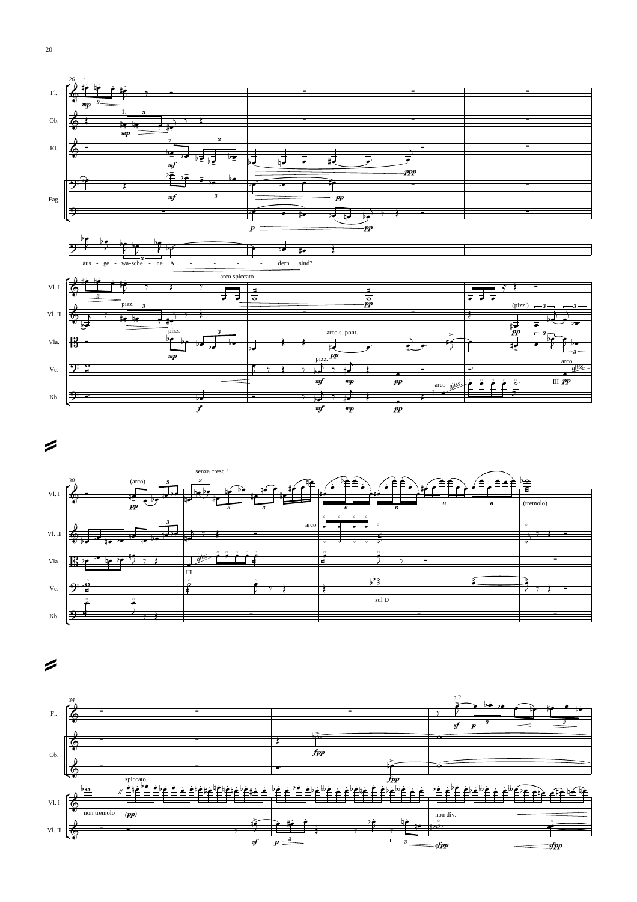aus - ge - wa-sche - ne A - dern sind?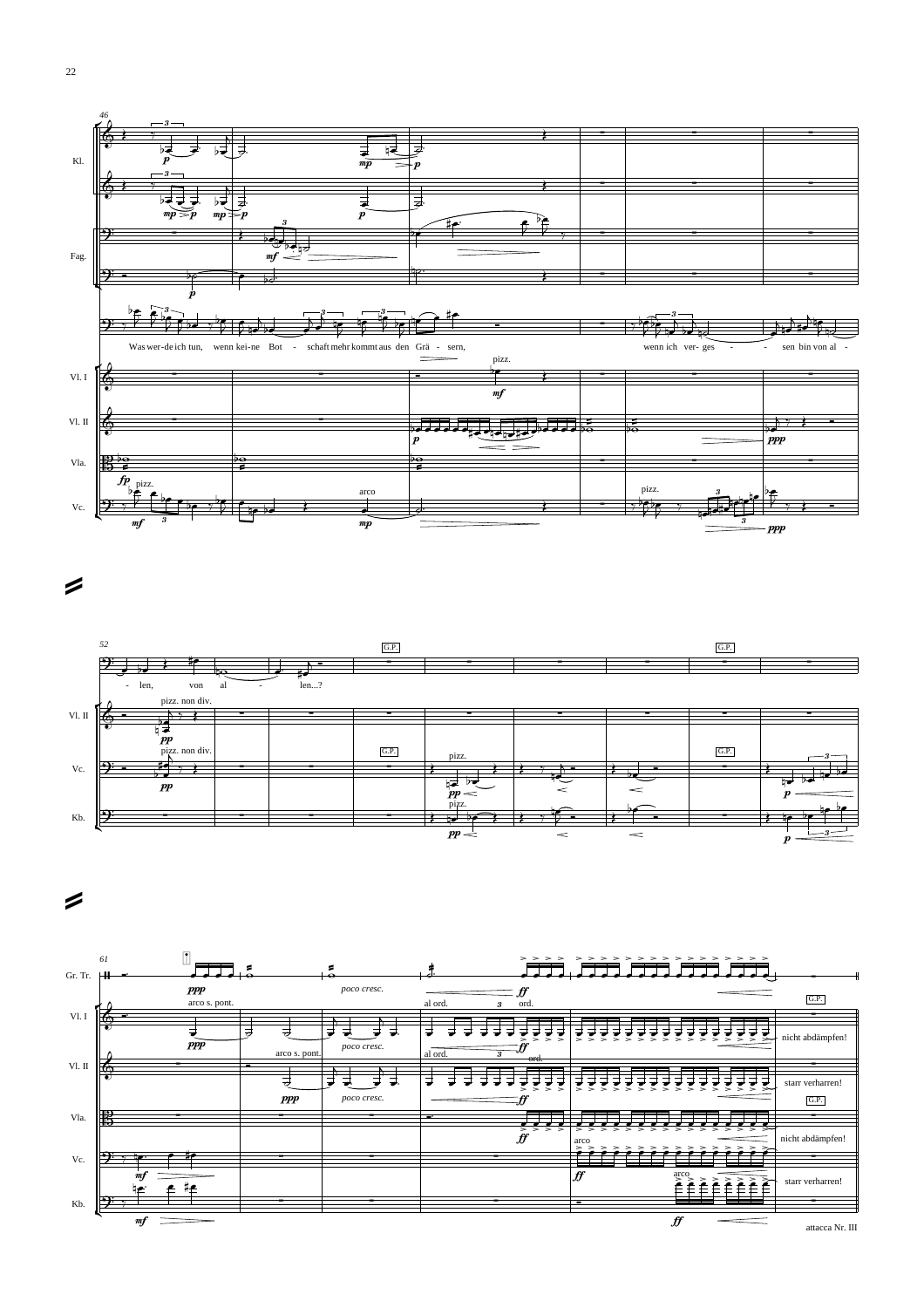46

Kl.

Fag.

Was wer-de ich tun, wenn kei-ne Bot - schaft mehr kommt aus den Grä - sern, wenn ich ver- ges - - sen bin von al -

Vl. I

pizz.

Vl. II

Vla.

Vc.

pizz. arco pizz.

52

- len, von al - len...?

G.P. G.P.

Vl. II pizz. non div.

Vc. pizz. non div. G.P. pizz. G.P.

Kb. pizz.

61

Gr. Tr.

*poco cresc.*

Vl. I arco s. pont. al ord. ord.

*poco cresc.*

Vl. II arco s. pont. al ord. ord.

*poco cresc.*

Vla.

Vc. arco

Kb. arco

G.P.

nicht abdämpfen!

starr verharren!

G.P.

nicht abdämpfen!

starr verharren!

attacca Nr. III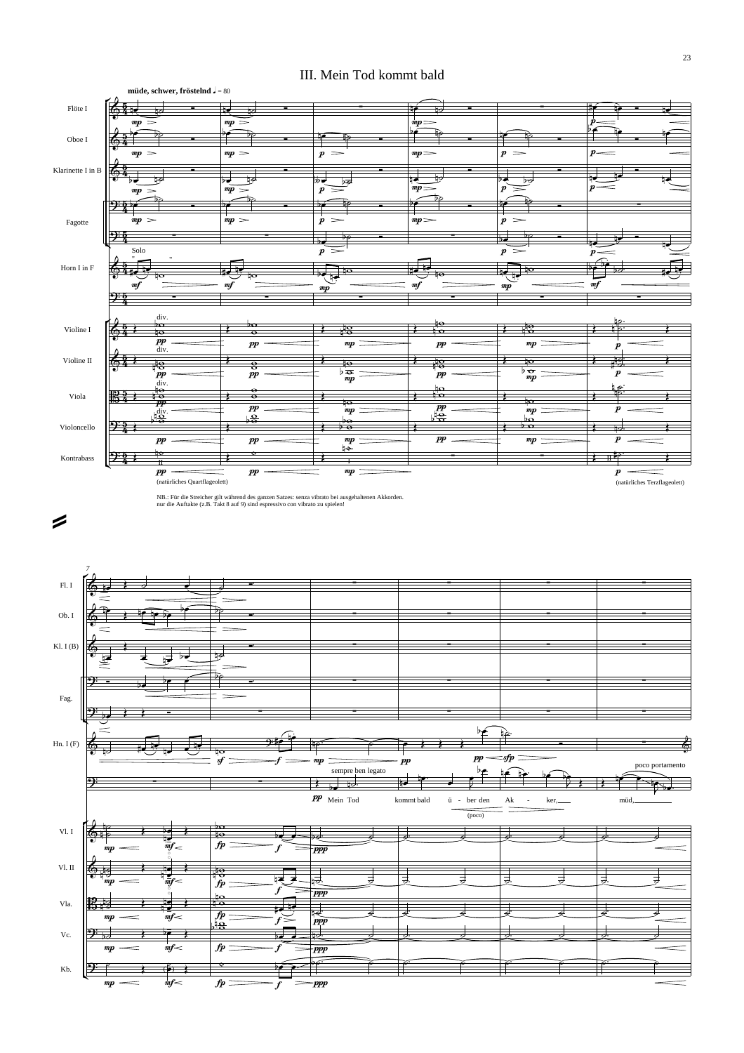# III. Mein Tod kommt bald

**müde, schwer, fröstelnd** ♩ = 80

(natürliches Quartflageolett)

(natürliches Terzflageolett)

NB.: Für die Streicher gilt während des ganzen Satzes: senza vibrato bei ausgehaltenen Akkorden.
nur die Auftakte (z.B. Takt 8 auf 9) sind espressivo con vibrato zu spielen!

sempre ben legato

Mein Tod kommt bald ü - ber den Ak - ker, müd,

poco portamento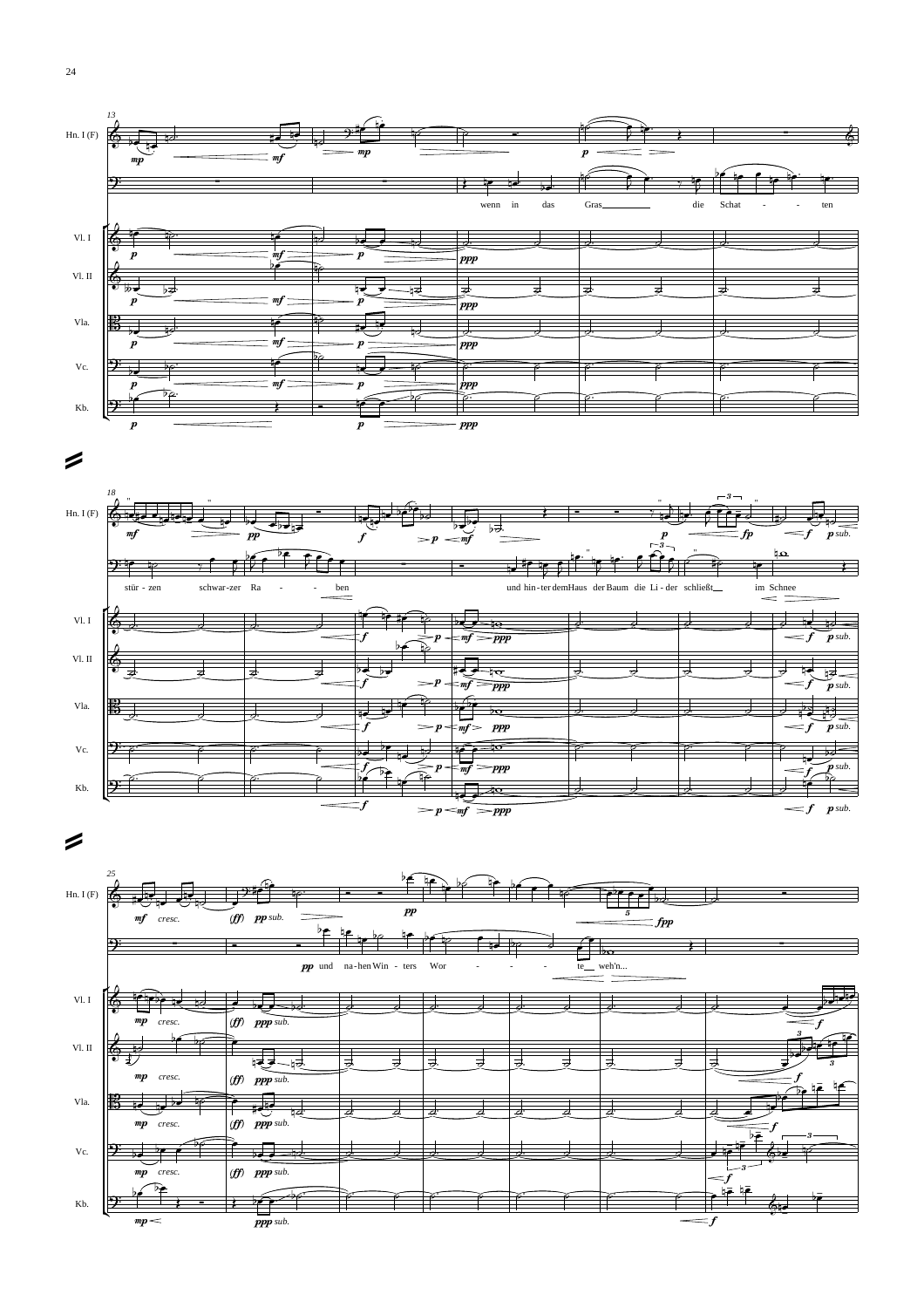wenn in das Gras die Schat - ten

stür - zen schwar-zer Ra - ben

und hin-ter dem Haus der Baum die Li - der schließt im Schnee

und na-hen Win - ters Wor - te weh'n...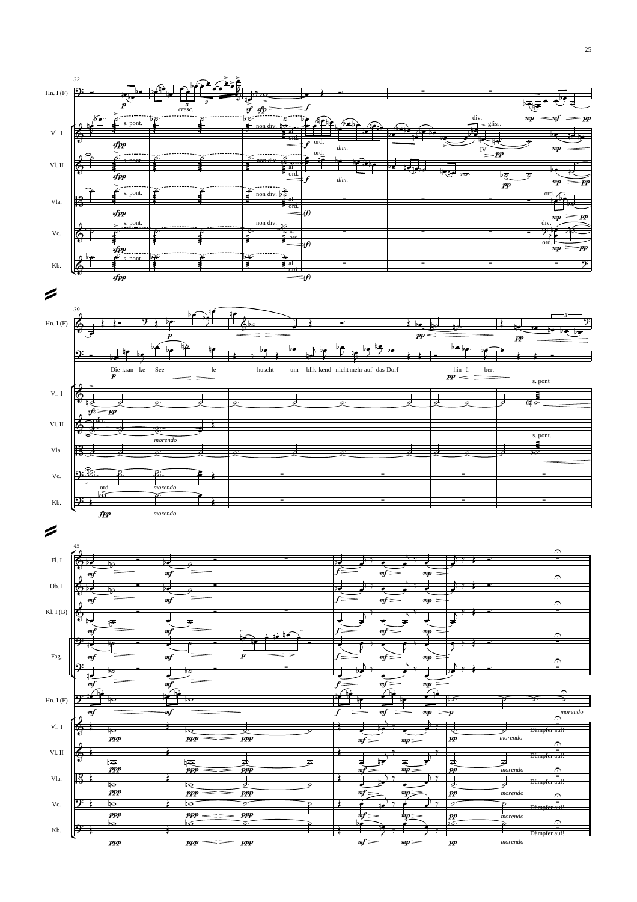Die kran - ke See - le huscht um - blik - kend nicht mehr auf das Dorf hin - ü - ber.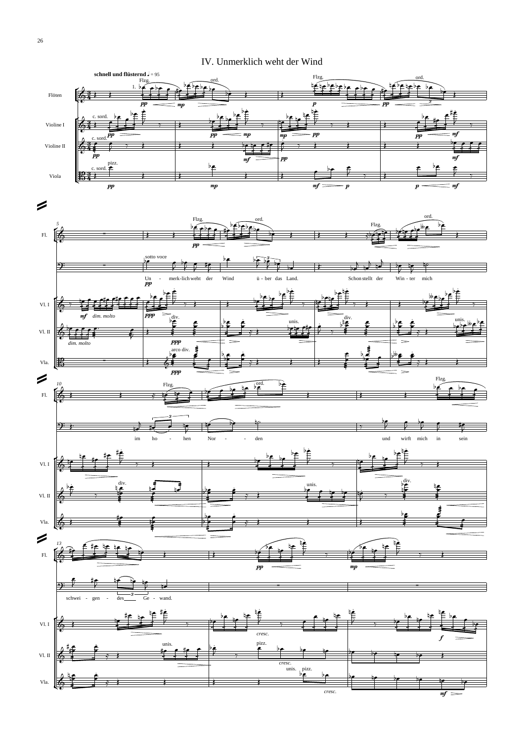# IV. Unmerklich weht der Wind

**schnell und flüsternd** ♩ = 95

Un - merk-lich weht der Wind ü - ber das Land. Schon stellt der Win - ter mich im ho - hen Nor - den und wirft mich in sein schwei - gen - des Ge - wand.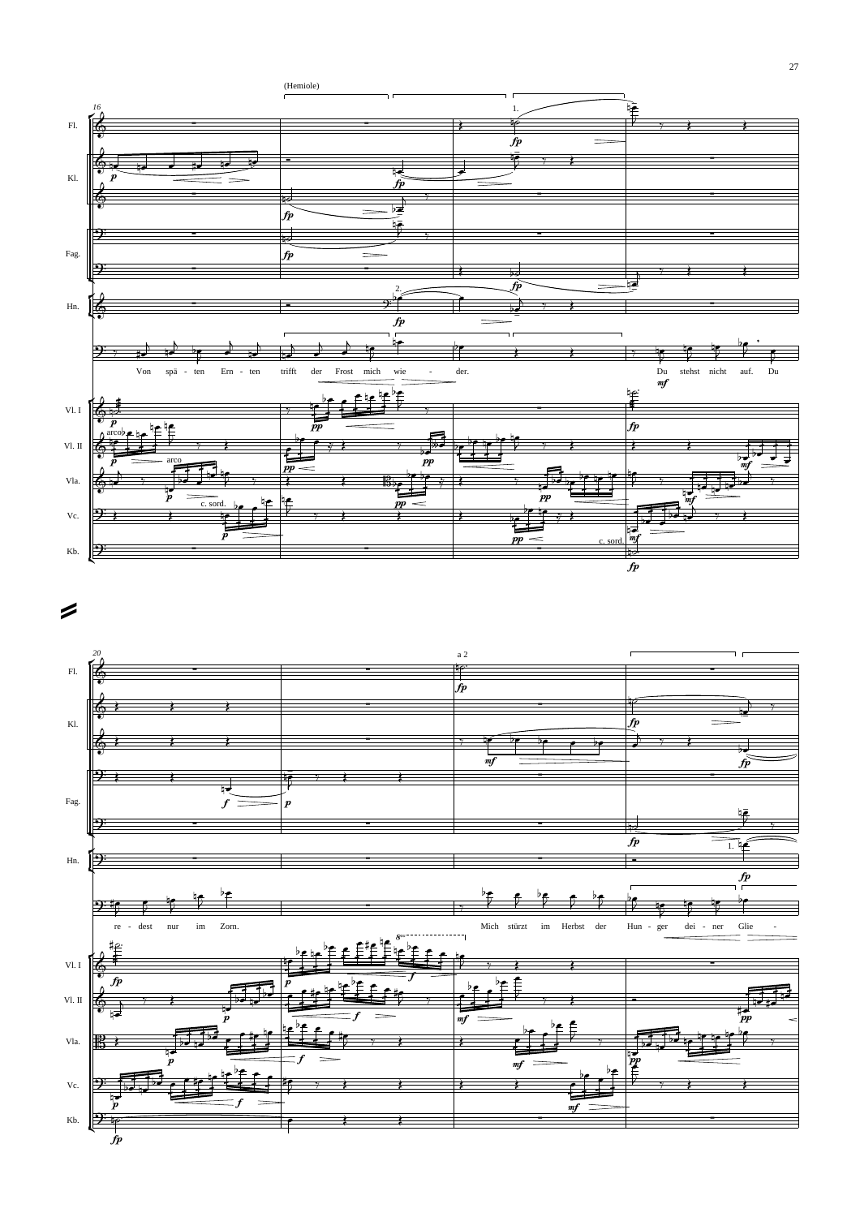Von spä - ten Ern - ten trifft der Frost mich wie - der. Du stehst nicht auf. Du

re - dest nur im Zorn. Mich stürzt im Herbst der Hun - ger dei - ner Glie -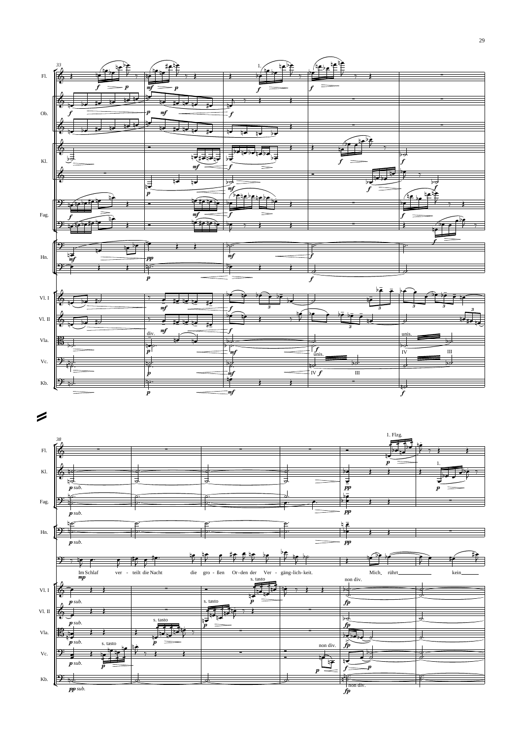Im Schlaf ver - teilt die Nacht die gro - ßen Or - den der Ver - gäng - lich - keit. Mich rührt kein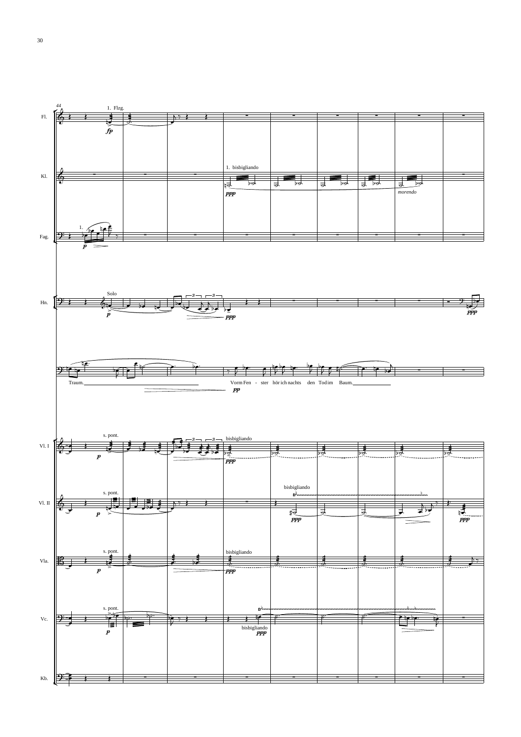44

Fl. — 1. Flzg. *fp*

Kl. — 1. bisbigliando *ppp* *morendo*

Fag. — 1. *p*

Hn. — Solo *p* *ppp* *ppp*

Traum. Vorm Fen - ster hör ich nachts den Tod im Baum.

*pp*

Vl. I — s. pont. *p* bisbigliando *ppp*

Vl. II — s. pont. *p* bisbigliando *ppp* *ppp*

Vla. — s. pont. *p* bisbigliando *ppp*

Vc. — s. pont. *p* bisbigliando *ppp*

Kb.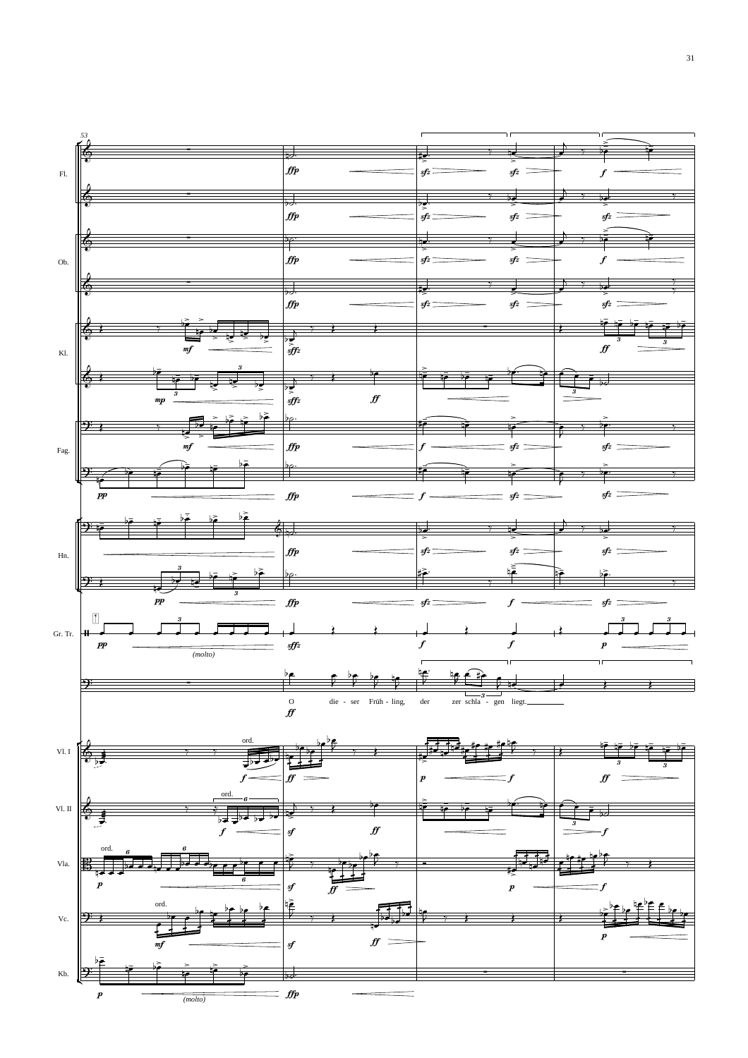O die - ser Früh - ling, der zer schla - gen liegt.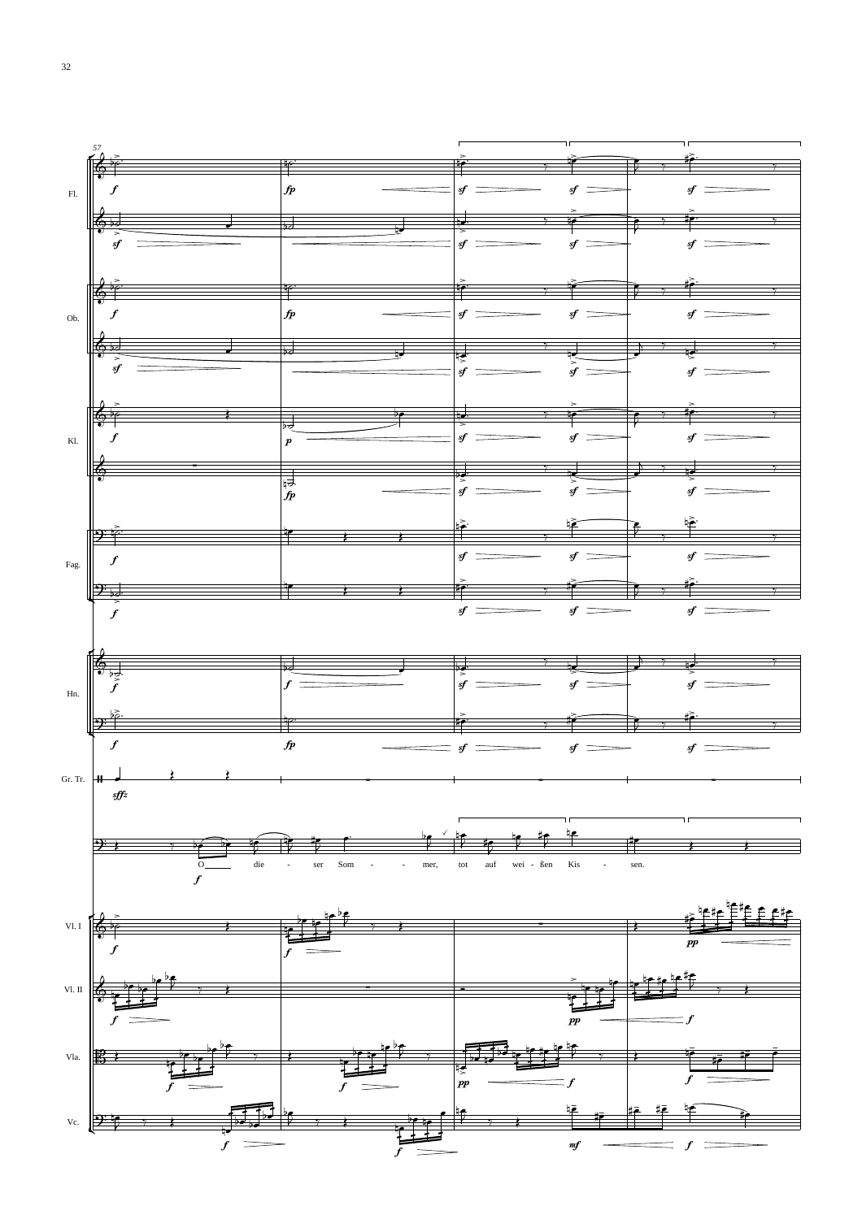O die - ser Som - - mer, tot auf wei - ßen Kis - sen.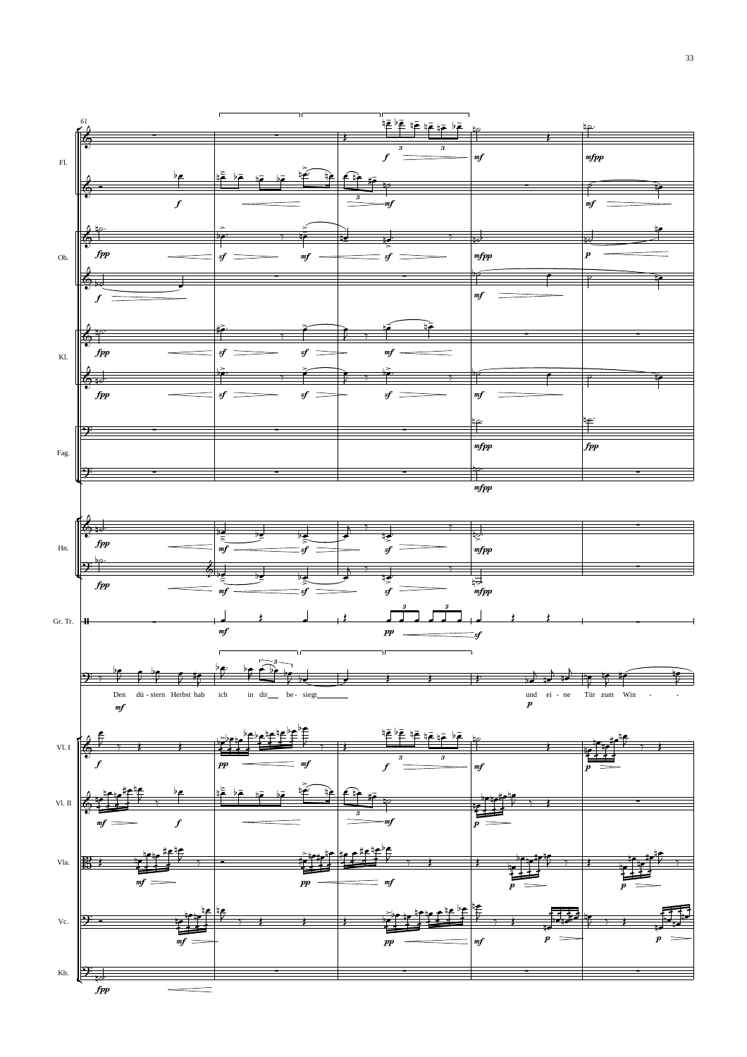Den düstern Herbst hab ich in dir besiegt und eine Tür zum Win-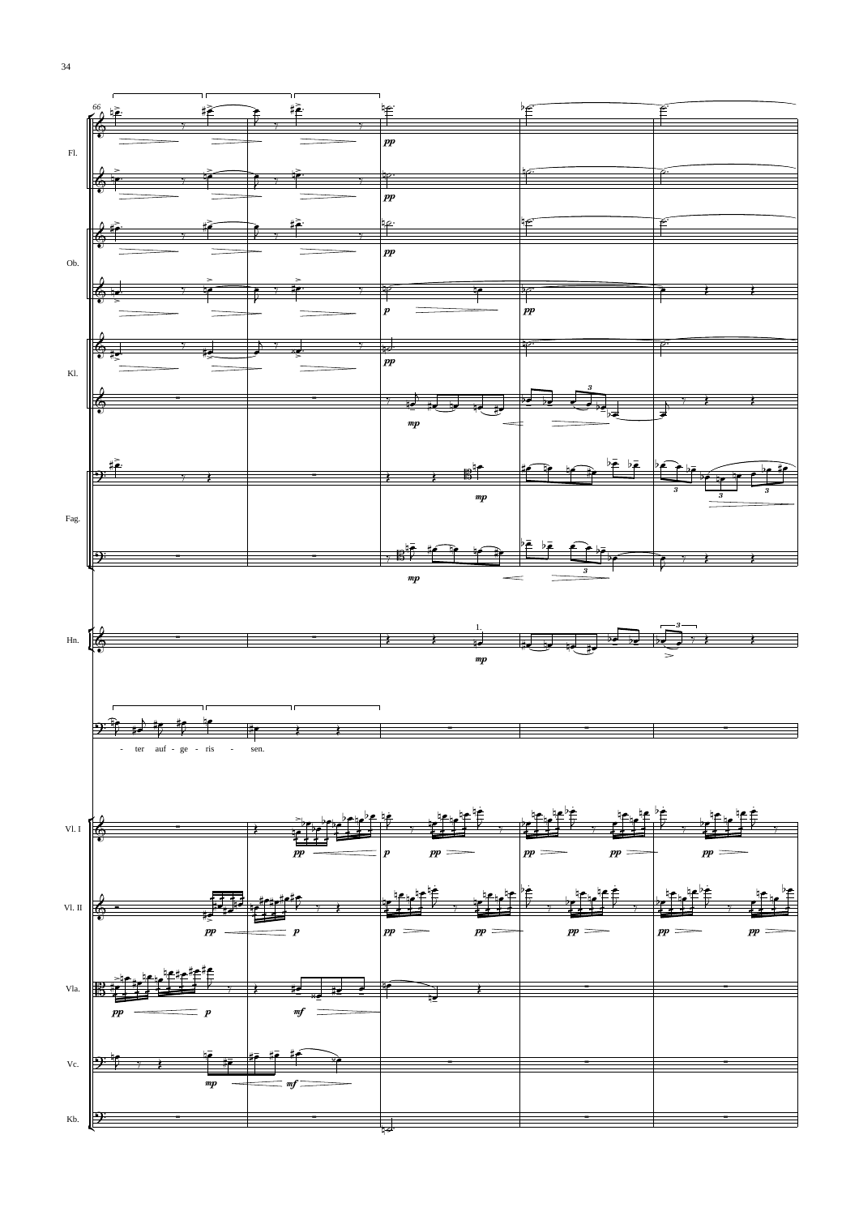Fl.

Ob.

Kl.

Fag.

Hn.

- ter auf - ge - ris - sen.

Vl. I

Vl. II

Vla.

Vc.

Kb.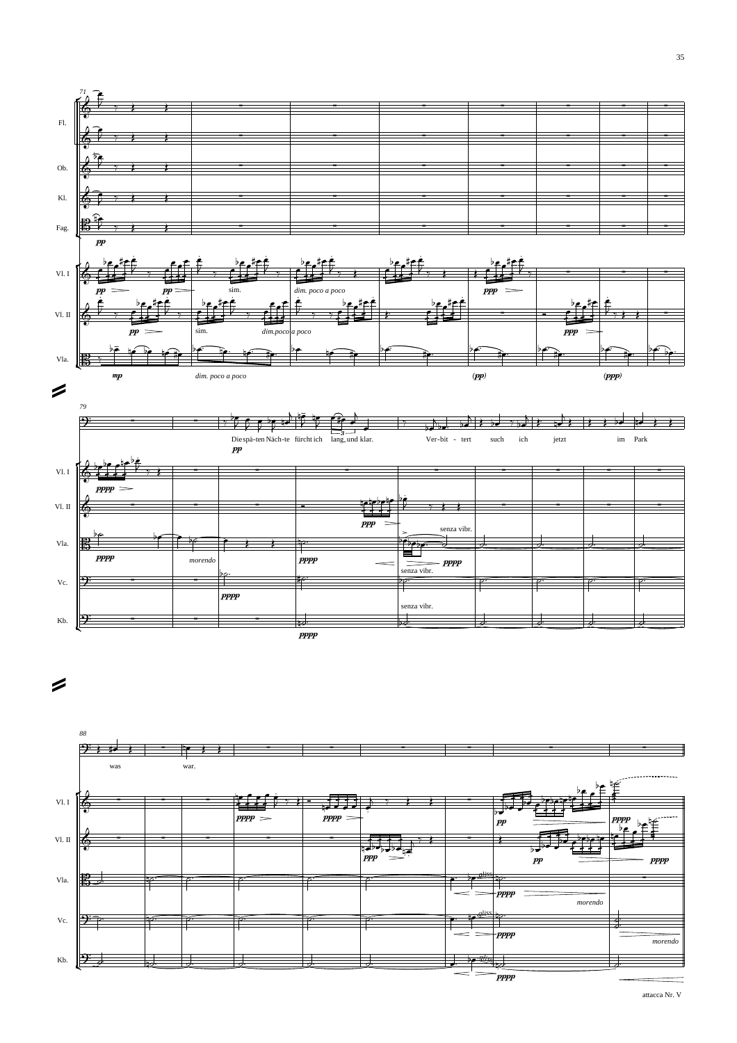71

Fl.

Ob.

Kl.

Fag.

*pp*

Vl. I

*pp* *pp* sim. *dim. poco a poco* *ppp*

Vl. II

*pp* sim. *dim.poco a poco* *ppp*

Vla.

*mp* *dim. poco a poco* *(pp)* *(ppp)*

79

Die spä-ten Näch-te fürcht ich lang und klar. Ver-bit - tert such ich jetzt im Park

*pp*

Vl. I

*pppp*

Vl. II

*ppp*

Vla.

*pppp* *morendo* *pppp* senza vibr. *pppp*

Vc.

*pppp* senza vibr.

Kb.

*pppp* senza vibr.

88

was war.

Vl. I

*pppp* *pppp* *pp* *pppp*

Vl. II

*ppp* *pp* *pppp*

Vla.

gliss. *pppp* *morendo*

Vc.

gliss. *pppp* *morendo*

Kb.

gliss. *pppp*

attacca Nr. V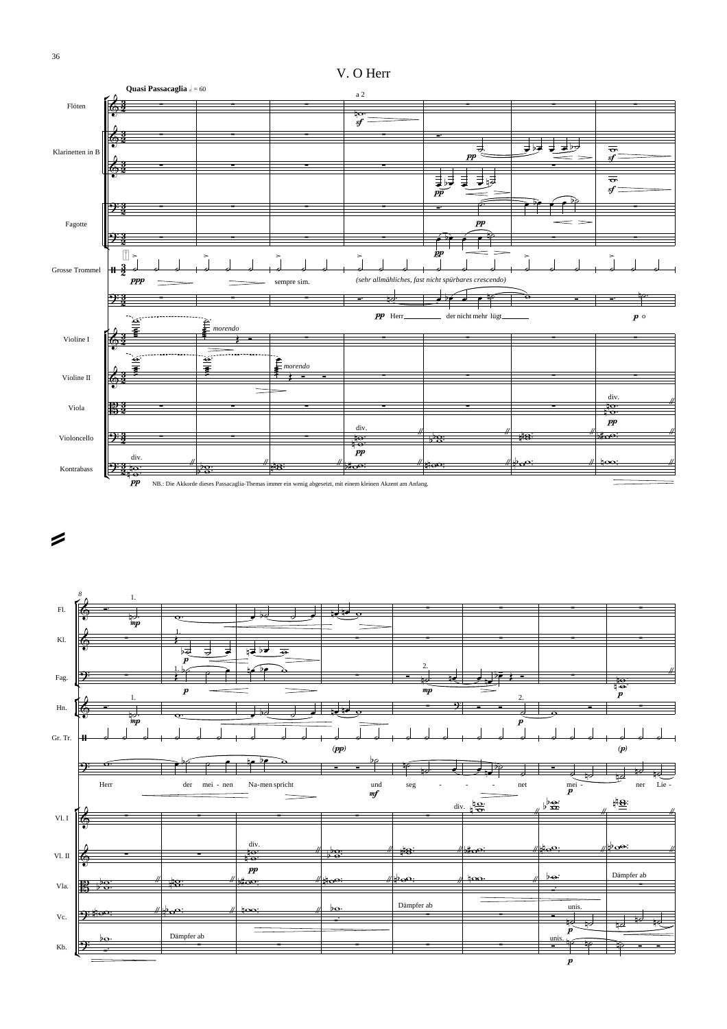# V. O Herr

**Quasi Passacaglia** 𝅗𝅥 = 60

Flöten

Klarinetten in B

Fagotte

Grosse Trommel

Violine I

Violine II

Viola

Violoncello

Kontrabass

*(sehr allmähliches, fast nicht spürbares crescendo)*

Herr der nicht mehr lügt

NB.: Die Akkorde dieses Passacaglia-Themas immer ein wenig abgesetzt, mit einem kleinen Akzent am Anfang.

Fl. Kl. Fag. Hn. Gr. Tr. Vl. I Vl. II Vla. Vc. Kb.

Herr der mei - nen Na-men spricht und seg - - - net mei - ner Lie -

Dämpfer ab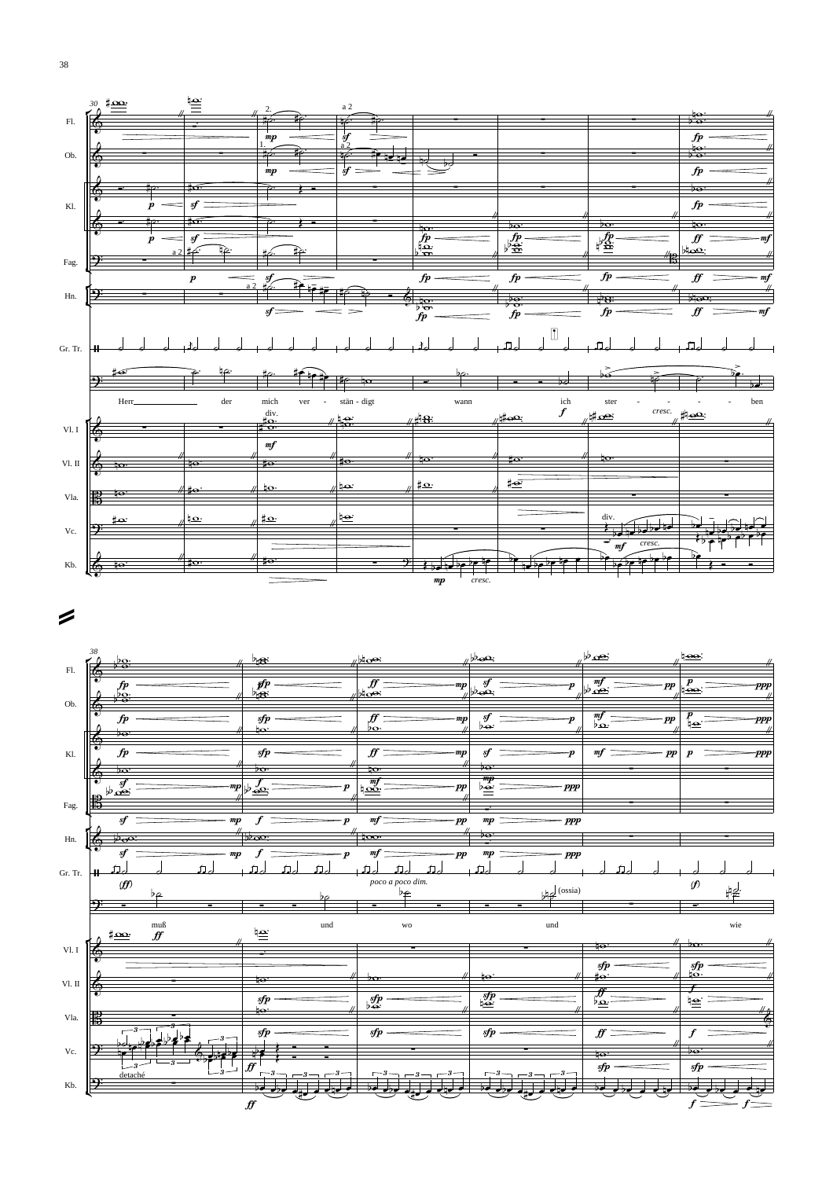Herr der mich ver - stän - digt wann ich ster - ben

muß und wo und wie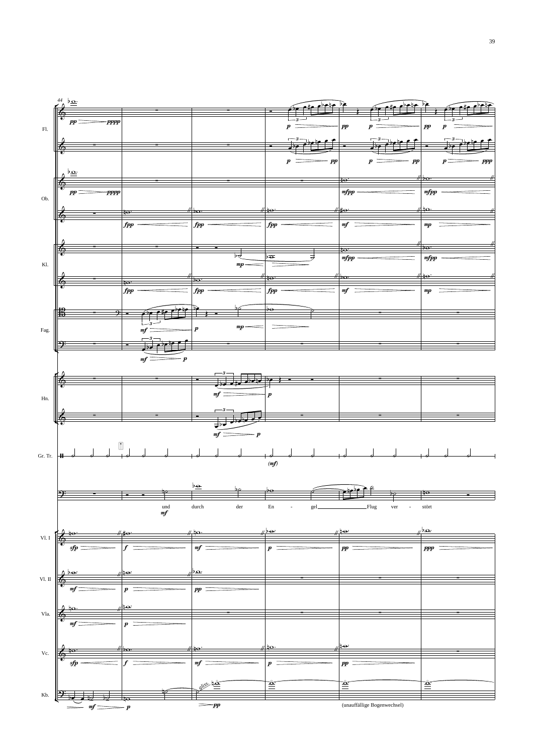Fl.

Ob.

Kl.

Fag.

Hn.

Gr. Tr.

und durch der En - gel Flug ver - stört

Vl. I

Vl. II

Vla.

Vc.

Kb.

(unauffällige Bogenwechsel)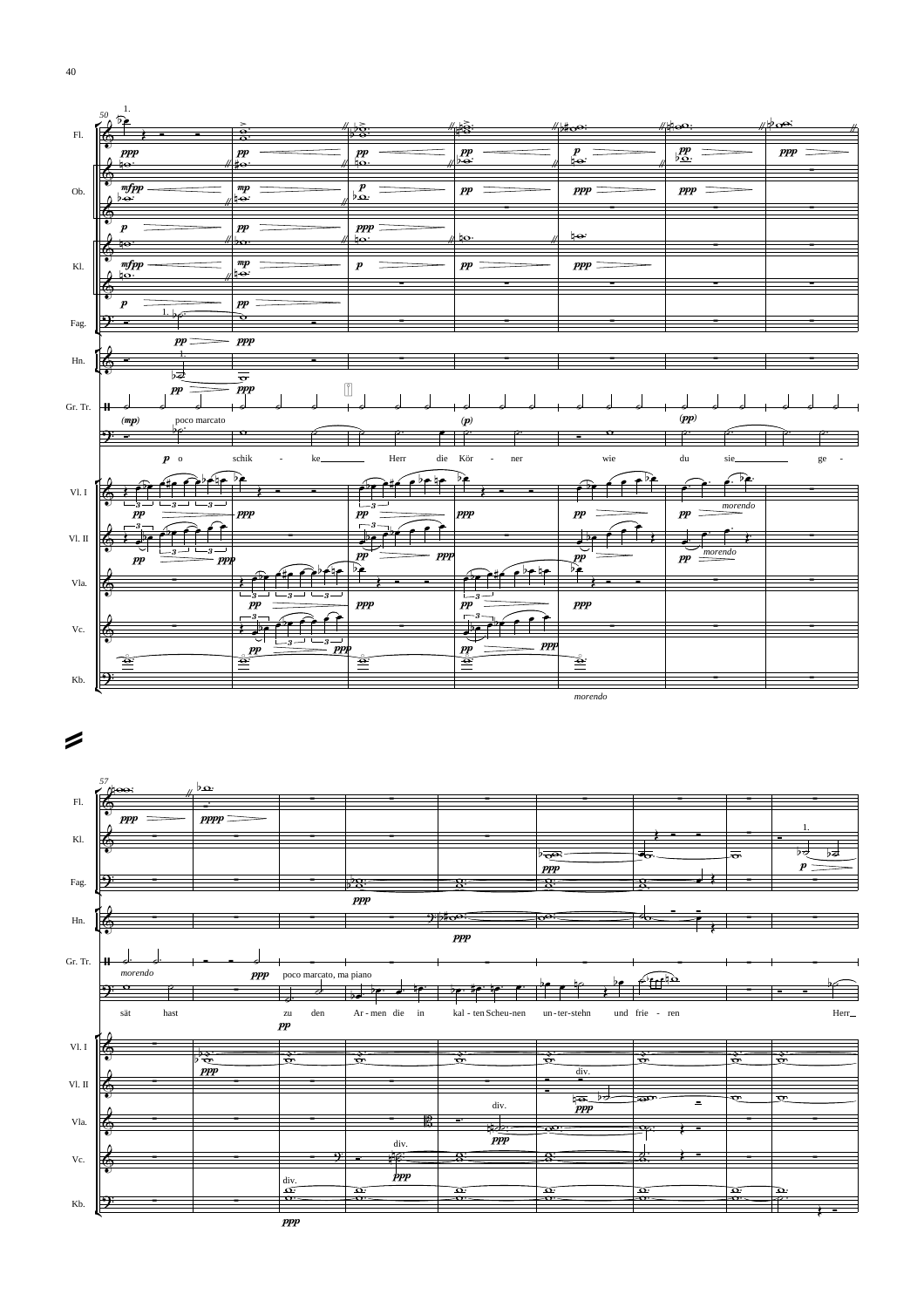o schik - ke Herr die Kör - ner wie du sie ge - sät hast zu den Ar - men die in kal - ten Scheu - nen un - ter - stehn und frie - ren Herr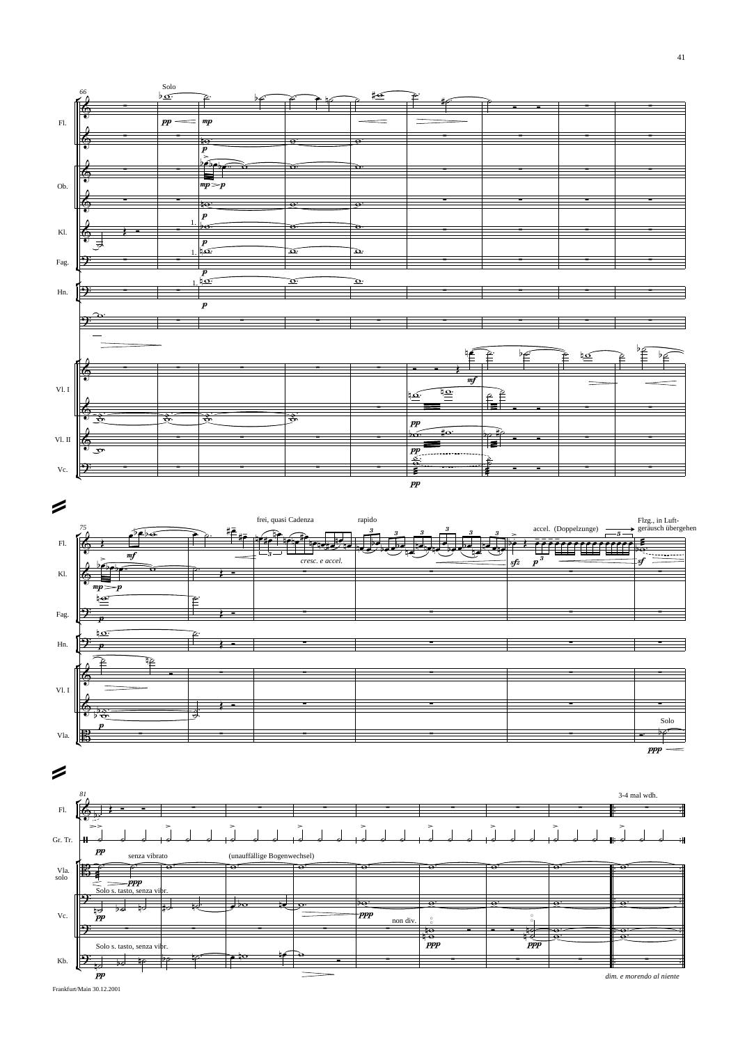Frankfurt/Main 30.12.2001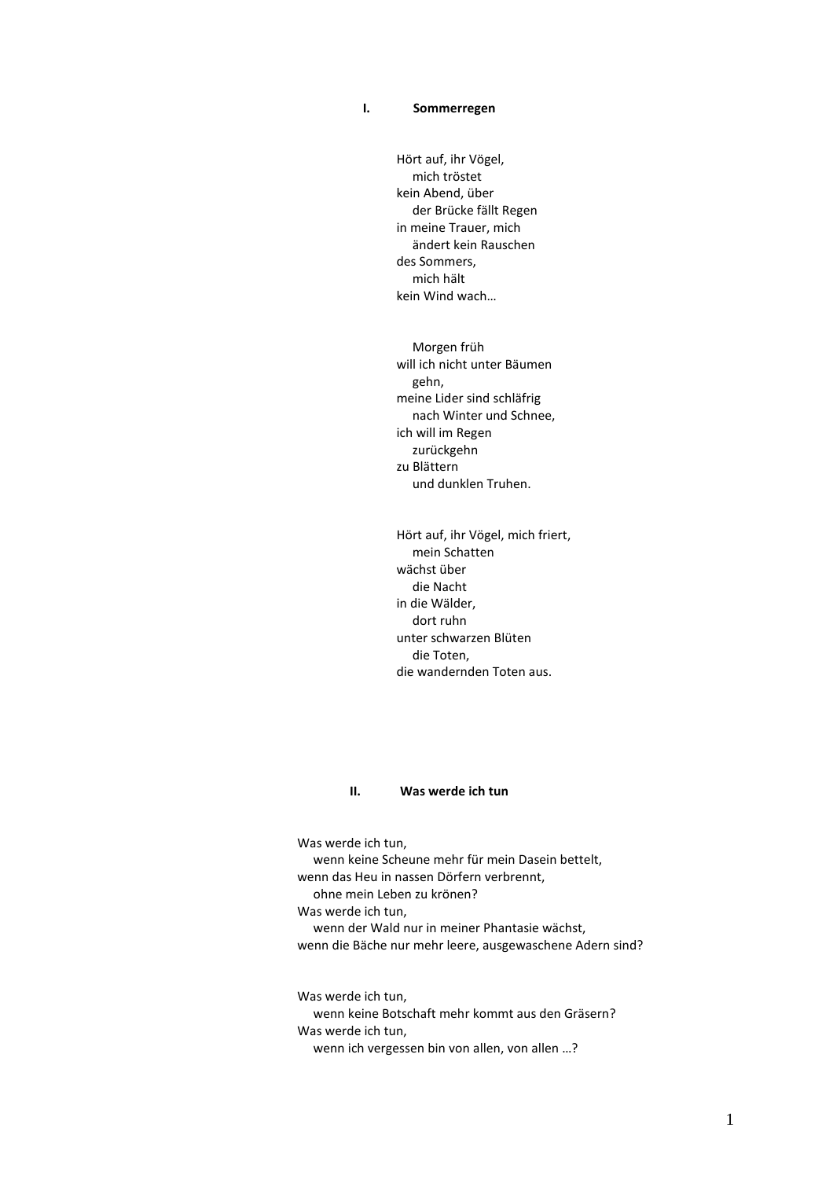## I. Sommerregen

Hört auf, ihr Vögel,  
  mich tröstet  
kein Abend, über  
  der Brücke fällt Regen  
in meine Trauer, mich  
  ändert kein Rauschen  
des Sommers,  
  mich hält  
kein Wind wach…

  Morgen früh  
will ich nicht unter Bäumen  
  gehn,  
meine Lider sind schläfrig  
  nach Winter und Schnee,  
ich will im Regen  
  zurückgehn  
zu Blättern  
  und dunklen Truhen.

Hört auf, ihr Vögel, mich friert,  
  mein Schatten  
wächst über  
  die Nacht  
in die Wälder,  
  dort ruhn  
unter schwarzen Blüten  
  die Toten,  
die wandernden Toten aus.

## II. Was werde ich tun

Was werde ich tun,  
  wenn keine Scheune mehr für mein Dasein bettelt,  
wenn das Heu in nassen Dörfern verbrennt,  
  ohne mein Leben zu krönen?  
Was werde ich tun,  
  wenn der Wald nur in meiner Phantasie wächst,  
wenn die Bäche nur mehr leere, ausgewaschene Adern sind?

Was werde ich tun,  
  wenn keine Botschaft mehr kommt aus den Gräsern?  
Was werde ich tun,  
  wenn ich vergessen bin von allen, von allen …?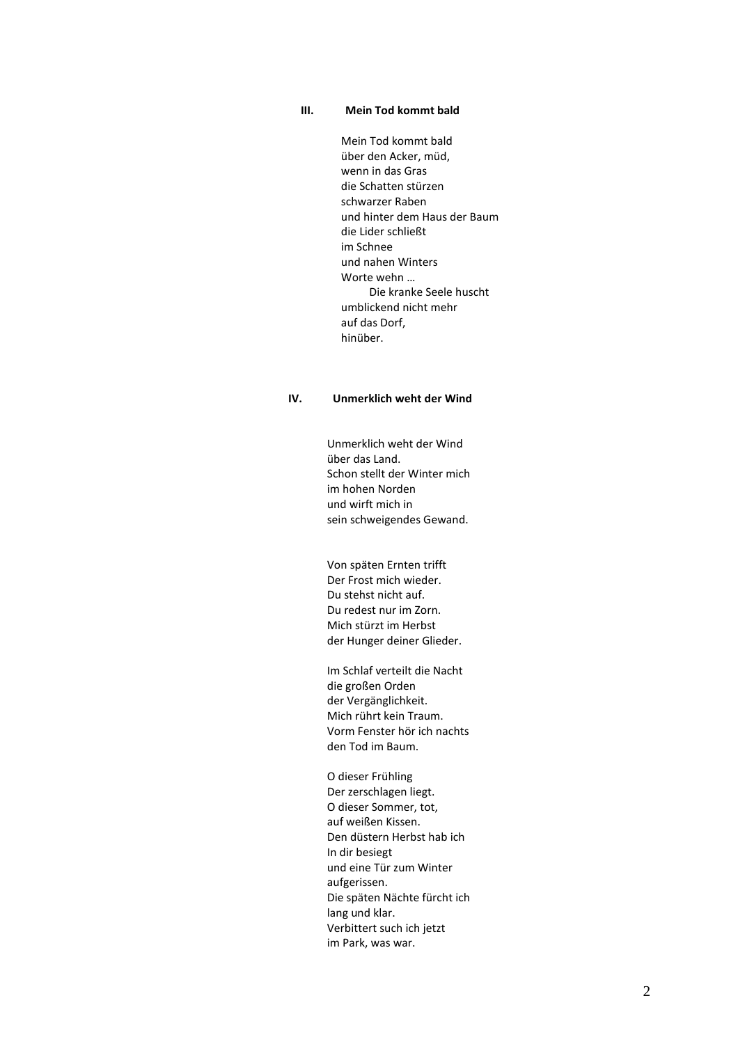## III. Mein Tod kommt bald

Mein Tod kommt bald  
über den Acker, müd,  
wenn in das Gras  
die Schatten stürzen  
schwarzer Raben  
und hinter dem Haus der Baum  
die Lider schließt  
im Schnee  
und nahen Winters  
Worte wehn …  
        Die kranke Seele huscht  
umblickend nicht mehr  
auf das Dorf,  
hinüber.

## IV. Unmerklich weht der Wind

Unmerklich weht der Wind  
über das Land.  
Schon stellt der Winter mich  
im hohen Norden  
und wirft mich in  
sein schweigendes Gewand.

Von späten Ernten trifft  
Der Frost mich wieder.  
Du stehst nicht auf.  
Du redest nur im Zorn.  
Mich stürzt im Herbst  
der Hunger deiner Glieder.

Im Schlaf verteilt die Nacht  
die großen Orden  
der Vergänglichkeit.  
Mich rührt kein Traum.  
Vorm Fenster hör ich nachts  
den Tod im Baum.

O dieser Frühling  
Der zerschlagen liegt.  
O dieser Sommer, tot,  
auf weißen Kissen.  
Den düstern Herbst hab ich  
In dir besiegt  
und eine Tür zum Winter  
aufgerissen.  
Die späten Nächte fürcht ich  
lang und klar.  
Verbittert such ich jetzt  
im Park, was war.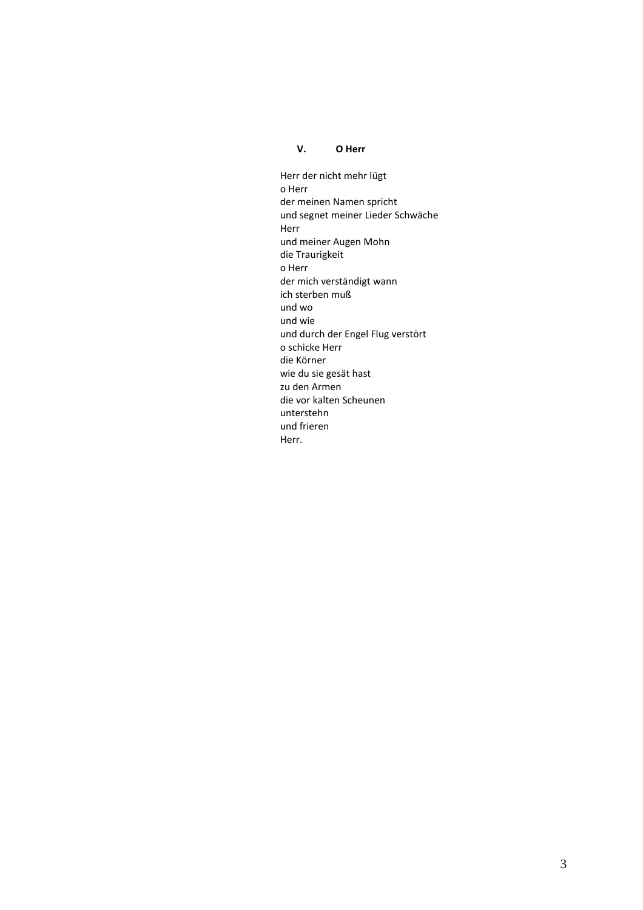### V. O Herr

Herr der nicht mehr lügt  
o Herr  
der meinen Namen spricht  
und segnet meiner Lieder Schwäche  
Herr  
und meiner Augen Mohn  
die Traurigkeit  
o Herr  
der mich verständigt wann  
ich sterben muß  
und wo  
und wie  
und durch der Engel Flug verstört  
o schicke Herr  
die Körner  
wie du sie gesät hast  
zu den Armen  
die vor kalten Scheunen  
unterstehn  
und frieren  
Herr.